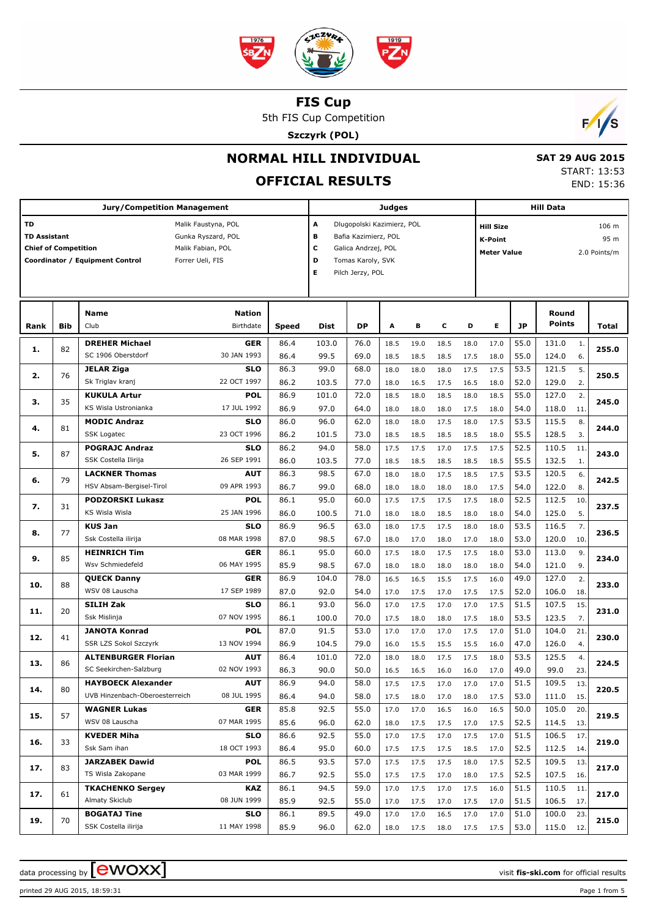# FIS Cup

5th FIS Cup Competition

**Szczyrk (POL)**

## NORMAL HILL INDIVIDUAL

## OFFICIAL RESULTS

**SAT 29 AUG 2015**
START: 13:53
END: 15:36

| Jury/Competition Management | | Judges | | Hill Data | |
|---|---|---|---|---|---|
| **TD** | Malik Faustyna, POL | **A** | Dlugopolski Kazimierz, POL | **Hill Size** | 106 m |
| **TD Assistant** | Gunka Ryszard, POL | **B** | Bafia Kazimierz, POL | **K-Point** | 95 m |
| **Chief of Competition** | Malik Fabian, POL | **C** | Galica Andrzej, POL | **Meter Value** | 2.0 Points/m |
| **Coordinator / Equipment Control** | Forrer Ueli, FIS | **D** | Tomas Karoly, SVK | | |
| | | **E** | Pilch Jerzy, POL | | |

| Rank | Bib | Name / Club | Nation / Birthdate | Speed | Dist | DP | A | B | C | D | E | JP | Round Points | | Total |
|---|---|---|---|---|---|---|---|---|---|---|---|---|---|---|---|
| **1.** | 82 | **DREHER Michael** | **GER** | 86.4 | 103.0 | 76.0 | 18.5 | 19.0 | 18.5 | 18.0 | 17.0 | 55.0 | 131.0 | 1. | **255.0** |
| | | SC 1906 Oberstdorf | 30 JAN 1993 | 86.4 | 99.5 | 69.0 | 18.5 | 18.5 | 18.5 | 17.5 | 18.0 | 55.0 | 124.0 | 6. | |
| **2.** | 76 | **JELAR Ziga** | **SLO** | 86.3 | 99.0 | 68.0 | 18.0 | 18.0 | 18.0 | 17.5 | 17.5 | 53.5 | 121.5 | 5. | **250.5** |
| | | Sk Triglav kranj | 22 OCT 1997 | 86.2 | 103.5 | 77.0 | 18.0 | 16.5 | 17.5 | 16.5 | 18.0 | 52.0 | 129.0 | 2. | |
| **3.** | 35 | **KUKULA Artur** | **POL** | 86.9 | 101.0 | 72.0 | 18.5 | 18.0 | 18.5 | 18.0 | 18.5 | 55.0 | 127.0 | 2. | **245.0** |
| | | KS Wisla Ustronianka | 17 JUL 1992 | 86.9 | 97.0 | 64.0 | 18.0 | 18.0 | 18.0 | 17.5 | 18.0 | 54.0 | 118.0 | 11. | |
| **4.** | 81 | **MODIC Andraz** | **SLO** | 86.0 | 96.0 | 62.0 | 18.0 | 18.0 | 17.5 | 18.0 | 17.5 | 53.5 | 115.5 | 8. | **244.0** |
| | | SSK Logatec | 23 OCT 1996 | 86.2 | 101.5 | 73.0 | 18.5 | 18.5 | 18.5 | 18.5 | 18.0 | 55.5 | 128.5 | 3. | |
| **5.** | 87 | **POGRAJC Andraz** | **SLO** | 86.2 | 94.0 | 58.0 | 17.5 | 17.5 | 17.0 | 17.5 | 17.5 | 52.5 | 110.5 | 11. | **243.0** |
| | | SSK Costella Ilirija | 26 SEP 1991 | 86.0 | 103.5 | 77.0 | 18.5 | 18.5 | 18.5 | 18.5 | 18.5 | 55.5 | 132.5 | 1. | |
| **6.** | 79 | **LACKNER Thomas** | **AUT** | 86.3 | 98.5 | 67.0 | 18.0 | 18.0 | 17.5 | 18.5 | 17.5 | 53.5 | 120.5 | 6. | **242.5** |
| | | HSV Absam-Bergisel-Tirol | 09 APR 1993 | 86.7 | 99.0 | 68.0 | 18.0 | 18.0 | 18.0 | 18.0 | 17.5 | 54.0 | 122.0 | 8. | |
| **7.** | 31 | **PODZORSKI Lukasz** | **POL** | 86.1 | 95.0 | 60.0 | 17.5 | 17.5 | 17.5 | 17.5 | 18.0 | 52.5 | 112.5 | 10. | **237.5** |
| | | KS Wisla Wisla | 25 JAN 1996 | 86.0 | 100.5 | 71.0 | 18.0 | 18.0 | 18.5 | 18.0 | 18.0 | 54.0 | 125.0 | 5. | |
| **8.** | 77 | **KUS Jan** | **SLO** | 86.9 | 96.5 | 63.0 | 18.0 | 17.5 | 17.5 | 18.0 | 18.0 | 53.5 | 116.5 | 7. | **236.5** |
| | | Ssk Costella ilirija | 08 MAR 1998 | 87.0 | 98.5 | 67.0 | 18.0 | 17.0 | 18.0 | 17.0 | 18.0 | 53.0 | 120.0 | 10. | |
| **9.** | 85 | **HEINRICH Tim** | **GER** | 86.1 | 95.0 | 60.0 | 17.5 | 18.0 | 17.5 | 17.5 | 18.0 | 53.0 | 113.0 | 9. | **234.0** |
| | | Wsv Schmiedefeld | 06 MAY 1995 | 85.9 | 98.5 | 67.0 | 18.0 | 18.0 | 18.0 | 18.0 | 18.0 | 54.0 | 121.0 | 9. | |
| **10.** | 88 | **QUECK Danny** | **GER** | 86.9 | 104.0 | 78.0 | 16.5 | 16.5 | 15.5 | 17.5 | 16.0 | 49.0 | 127.0 | 2. | **233.0** |
| | | WSV 08 Lauscha | 17 SEP 1989 | 87.0 | 92.0 | 54.0 | 17.0 | 17.5 | 17.0 | 17.5 | 17.5 | 52.0 | 106.0 | 18. | |
| **11.** | 20 | **SILIH Zak** | **SLO** | 86.1 | 93.0 | 56.0 | 17.0 | 17.5 | 17.0 | 17.0 | 17.5 | 51.5 | 107.5 | 15. | **231.0** |
| | | Ssk Mislinja | 07 NOV 1995 | 86.1 | 100.0 | 70.0 | 17.5 | 18.0 | 18.0 | 17.5 | 18.0 | 53.5 | 123.5 | 7. | |
| **12.** | 41 | **JANOTA Konrad** | **POL** | 87.0 | 91.5 | 53.0 | 17.0 | 17.0 | 17.0 | 17.5 | 17.0 | 51.0 | 104.0 | 21. | **230.0** |
| | | SSR LZS Sokol Szczyrk | 13 NOV 1994 | 86.9 | 104.5 | 79.0 | 16.0 | 15.5 | 15.5 | 15.5 | 16.0 | 47.0 | 126.0 | 4. | |
| **13.** | 86 | **ALTENBURGER Florian** | **AUT** | 86.4 | 101.0 | 72.0 | 18.0 | 18.0 | 17.5 | 17.5 | 18.0 | 53.5 | 125.5 | 4. | **224.5** |
| | | SC Seekirchen-Salzburg | 02 NOV 1993 | 86.3 | 90.0 | 50.0 | 16.5 | 16.5 | 16.0 | 16.0 | 17.0 | 49.0 | 99.0 | 23. | |
| **14.** | 80 | **HAYBOECK Alexander** | **AUT** | 86.9 | 94.0 | 58.0 | 17.5 | 17.5 | 17.0 | 17.0 | 17.0 | 51.5 | 109.5 | 13. | **220.5** |
| | | UVB Hinzenbach-Oberoesterreich | 08 JUL 1995 | 86.4 | 94.0 | 58.0 | 17.5 | 18.0 | 17.0 | 18.0 | 17.5 | 53.0 | 111.0 | 15. | |
| **15.** | 57 | **WAGNER Lukas** | **GER** | 85.8 | 92.5 | 55.0 | 17.0 | 17.0 | 16.5 | 16.0 | 16.5 | 50.0 | 105.0 | 20. | **219.5** |
| | | WSV 08 Lauscha | 07 MAR 1995 | 85.6 | 96.0 | 62.0 | 18.0 | 17.5 | 17.5 | 17.0 | 17.5 | 52.5 | 114.5 | 13. | |
| **16.** | 33 | **KVEDER Miha** | **SLO** | 86.6 | 92.5 | 55.0 | 17.0 | 17.5 | 17.0 | 17.5 | 17.0 | 51.5 | 106.5 | 17. | **219.0** |
| | | Ssk Sam ihan | 18 OCT 1993 | 86.4 | 95.0 | 60.0 | 17.5 | 17.5 | 17.5 | 18.5 | 17.0 | 52.5 | 112.5 | 14. | |
| **17.** | 83 | **JARZABEK Dawid** | **POL** | 86.5 | 93.5 | 57.0 | 17.5 | 17.5 | 17.5 | 18.0 | 17.5 | 52.5 | 109.5 | 13. | **217.0** |
| | | TS Wisla Zakopane | 03 MAR 1999 | 86.7 | 92.5 | 55.0 | 17.5 | 17.5 | 17.0 | 18.0 | 17.5 | 52.5 | 107.5 | 16. | |
| **17.** | 61 | **TKACHENKO Sergey** | **KAZ** | 86.1 | 94.5 | 59.0 | 17.0 | 17.5 | 17.0 | 17.5 | 16.0 | 51.5 | 110.5 | 11. | **217.0** |
| | | Almaty Skiclub | 08 JUN 1999 | 85.9 | 92.5 | 55.0 | 17.0 | 17.5 | 17.0 | 17.5 | 17.0 | 51.5 | 106.5 | 17. | |
| **19.** | 70 | **BOGATAJ Tine** | **SLO** | 86.1 | 89.5 | 49.0 | 17.0 | 17.0 | 16.5 | 17.0 | 17.0 | 51.0 | 100.0 | 23. | **215.0** |
| | | SSK Costella ilirija | 11 MAY 1998 | 85.9 | 96.0 | 62.0 | 18.0 | 17.5 | 18.0 | 17.5 | 17.5 | 53.0 | 115.0 | 12. | |

data processing by [ewoxx]    visit **fis-ski.com** for official results

printed 29 AUG 2015, 18:59:31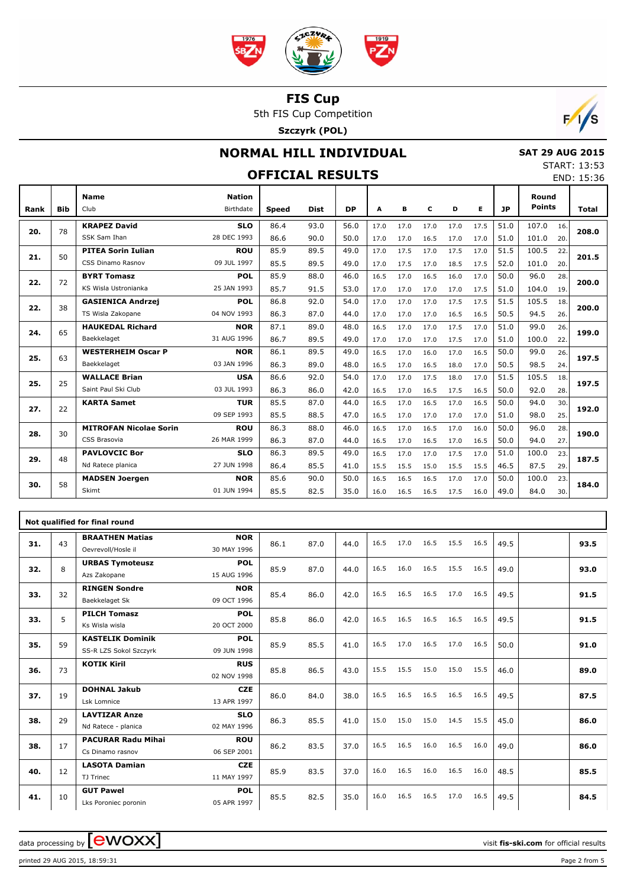# FIS Cup

5th FIS Cup Competition

**Szczyrk (POL)**

## NORMAL HILL INDIVIDUAL

**SAT 29 AUG 2015**

START: 13:53

END: 15:36

## OFFICIAL RESULTS

| Rank | Bib | Name / Club | Nation / Birthdate | Speed | Dist | DP | A | B | C | D | E | JP | Round Points | | Total |
|---|---|---|---|---|---|---|---|---|---|---|---|---|---|---|---|
| 20. | 78 | **KRAPEZ David** | **SLO** | 86.4 | 93.0 | 56.0 | 17.0 | 17.0 | 17.0 | 17.0 | 17.5 | 51.0 | 107.0 | 16. | **208.0** |
| | | SSK Sam Ihan | 28 DEC 1993 | 86.6 | 90.0 | 50.0 | 17.0 | 17.0 | 16.5 | 17.0 | 17.0 | 51.0 | 101.0 | 20. | |
| 21. | 50 | **PITEA Sorin Iulian** | **ROU** | 85.9 | 89.5 | 49.0 | 17.0 | 17.5 | 17.0 | 17.5 | 17.0 | 51.5 | 100.5 | 22. | **201.5** |
| | | CSS Dinamo Rasnov | 09 JUL 1997 | 85.5 | 89.5 | 49.0 | 17.0 | 17.5 | 17.0 | 18.5 | 17.5 | 52.0 | 101.0 | 20. | |
| 22. | 72 | **BYRT Tomasz** | **POL** | 85.9 | 88.0 | 46.0 | 16.5 | 17.0 | 16.5 | 16.0 | 17.0 | 50.0 | 96.0 | 28. | **200.0** |
| | | KS Wisla Ustronianka | 25 JAN 1993 | 85.7 | 91.5 | 53.0 | 17.0 | 17.0 | 17.0 | 17.0 | 17.5 | 51.0 | 104.0 | 19. | |
| 22. | 38 | **GASIENICA Andrzej** | **POL** | 86.8 | 92.0 | 54.0 | 17.0 | 17.0 | 17.0 | 17.5 | 17.5 | 51.5 | 105.5 | 18. | **200.0** |
| | | TS Wisla Zakopane | 04 NOV 1993 | 86.3 | 87.0 | 44.0 | 17.0 | 17.0 | 17.0 | 16.5 | 16.5 | 50.5 | 94.5 | 26. | |
| 24. | 65 | **HAUKEDAL Richard** | **NOR** | 87.1 | 89.0 | 48.0 | 16.5 | 17.0 | 17.0 | 17.5 | 17.0 | 51.0 | 99.0 | 26. | **199.0** |
| | | Baekkelaget | 31 AUG 1996 | 86.7 | 89.5 | 49.0 | 17.0 | 17.0 | 17.0 | 17.5 | 17.0 | 51.0 | 100.0 | 22. | |
| 25. | 63 | **WESTERHEIM Oscar P** | **NOR** | 86.1 | 89.5 | 49.0 | 16.5 | 17.0 | 16.0 | 17.0 | 16.5 | 50.0 | 99.0 | 26. | **197.5** |
| | | Baekkelaget | 03 JAN 1996 | 86.3 | 89.0 | 48.0 | 16.5 | 17.0 | 16.5 | 18.0 | 17.0 | 50.5 | 98.5 | 24. | |
| 25. | 25 | **WALLACE Brian** | **USA** | 86.6 | 92.0 | 54.0 | 17.0 | 17.0 | 17.5 | 18.0 | 17.0 | 51.5 | 105.5 | 18. | **197.5** |
| | | Saint Paul Ski Club | 03 JUL 1993 | 86.3 | 86.0 | 42.0 | 16.5 | 17.0 | 16.5 | 17.5 | 16.5 | 50.0 | 92.0 | 28. | |
| 27. | 22 | **KARTA Samet** | **TUR** | 85.5 | 87.0 | 44.0 | 16.5 | 17.0 | 16.5 | 17.0 | 16.5 | 50.0 | 94.0 | 30. | **192.0** |
| | | | 09 SEP 1993 | 85.5 | 88.5 | 47.0 | 16.5 | 17.0 | 17.0 | 17.0 | 17.0 | 51.0 | 98.0 | 25. | |
| 28. | 30 | **MITROFAN Nicolae Sorin** | **ROU** | 86.3 | 88.0 | 46.0 | 16.5 | 17.0 | 16.5 | 17.0 | 16.0 | 50.0 | 96.0 | 28. | **190.0** |
| | | CSS Brasovia | 26 MAR 1999 | 86.3 | 87.0 | 44.0 | 16.5 | 17.0 | 16.5 | 17.0 | 16.5 | 50.0 | 94.0 | 27. | |
| 29. | 48 | **PAVLOVCIC Bor** | **SLO** | 86.3 | 89.5 | 49.0 | 16.5 | 17.0 | 17.0 | 17.5 | 17.0 | 51.0 | 100.0 | 23. | **187.5** |
| | | Nd Ratece planica | 27 JUN 1998 | 86.4 | 85.5 | 41.0 | 15.5 | 15.5 | 15.0 | 15.5 | 15.5 | 46.5 | 87.5 | 29. | |
| 30. | 58 | **MADSEN Joergen** | **NOR** | 85.6 | 90.0 | 50.0 | 16.5 | 16.5 | 16.5 | 17.0 | 17.0 | 50.0 | 100.0 | 23. | **184.0** |
| | | Skimt | 01 JUN 1994 | 85.5 | 82.5 | 35.0 | 16.0 | 16.5 | 16.5 | 17.5 | 16.0 | 49.0 | 84.0 | 30. | |

**Not qualified for final round**

| Rank | Bib | Name / Club | Nation / Birthdate | Speed | Dist | DP | A | B | C | D | E | JP | Round Points | Total |
|---|---|---|---|---|---|---|---|---|---|---|---|---|---|---|
| 31. | 43 | **BRAATHEN Matias** / Oevrevoll/Hosle il | **NOR** / 30 MAY 1996 | 86.1 | 87.0 | 44.0 | 16.5 | 17.0 | 16.5 | 15.5 | 16.5 | 49.5 | | **93.5** |
| 32. | 8 | **URBAS Tymoteusz** / Azs Zakopane | **POL** / 15 AUG 1996 | 85.9 | 87.0 | 44.0 | 16.5 | 16.0 | 16.5 | 15.5 | 16.5 | 49.0 | | **93.0** |
| 33. | 32 | **RINGEN Sondre** / Baekkelaget Sk | **NOR** / 09 OCT 1996 | 85.4 | 86.0 | 42.0 | 16.5 | 16.5 | 16.5 | 17.0 | 16.5 | 49.5 | | **91.5** |
| 33. | 5 | **PILCH Tomasz** / Ks Wisla wisla | **POL** / 20 OCT 2000 | 85.8 | 86.0 | 42.0 | 16.5 | 16.5 | 16.5 | 16.5 | 16.5 | 49.5 | | **91.5** |
| 35. | 59 | **KASTELIK Dominik** / SS-R LZS Sokol Szczyrk | **POL** / 09 JUN 1998 | 85.9 | 85.5 | 41.0 | 16.5 | 17.0 | 16.5 | 17.0 | 16.5 | 50.0 | | **91.0** |
| 36. | 73 | **KOTIK Kiril** | **RUS** / 02 NOV 1998 | 85.8 | 86.5 | 43.0 | 15.5 | 15.5 | 15.0 | 15.0 | 15.5 | 46.0 | | **89.0** |
| 37. | 19 | **DOHNAL Jakub** / Lsk Lomnice | **CZE** / 13 APR 1997 | 86.0 | 84.0 | 38.0 | 16.5 | 16.5 | 16.5 | 16.5 | 16.5 | 49.5 | | **87.5** |
| 38. | 29 | **LAVTIZAR Anze** / Nd Ratece - planica | **SLO** / 02 MAY 1996 | 86.3 | 85.5 | 41.0 | 15.0 | 15.0 | 15.0 | 14.5 | 15.5 | 45.0 | | **86.0** |
| 38. | 17 | **PACURAR Radu Mihai** / Cs Dinamo rasnov | **ROU** / 06 SEP 2001 | 86.2 | 83.5 | 37.0 | 16.5 | 16.5 | 16.0 | 16.5 | 16.0 | 49.0 | | **86.0** |
| 40. | 12 | **LASOTA Damian** / TJ Trinec | **CZE** / 11 MAY 1997 | 85.9 | 83.5 | 37.0 | 16.0 | 16.5 | 16.0 | 16.5 | 16.0 | 48.5 | | **85.5** |
| 41. | 10 | **GUT Pawel** / Lks Poroniec poronin | **POL** / 05 APR 1997 | 85.5 | 82.5 | 35.0 | 16.0 | 16.5 | 16.5 | 17.0 | 16.5 | 49.5 | | **84.5** |

data processing by ewoxx — visit **fis-ski.com** for official results

printed 29 AUG 2015, 18:59:31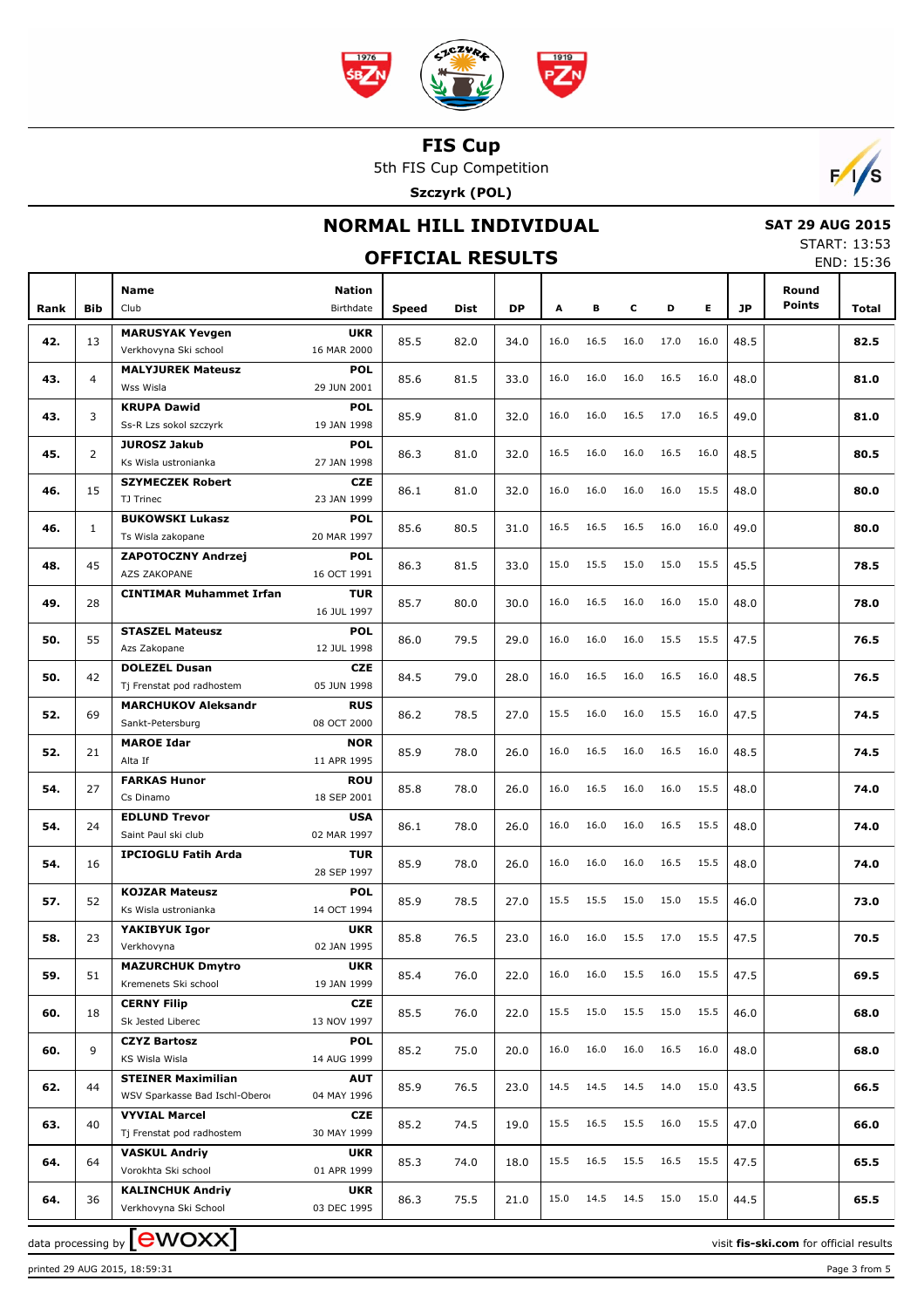# FIS Cup

5th FIS Cup Competition

**Szczyrk (POL)**

## NORMAL HILL INDIVIDUAL

## OFFICIAL RESULTS

**SAT 29 AUG 2015**

START: 13:53

END: 15:36

| Rank | Bib | Name / Club | Nation / Birthdate | Speed | Dist | DP | A | B | C | D | E | JP | Round Points | Total |
|---|---|---|---|---|---|---|---|---|---|---|---|---|---|---|
| **42.** | 13 | **MARUSYAK Yevgen** Verkhovyna Ski school | **UKR** 16 MAR 2000 | 85.5 | 82.0 | 34.0 | 16.0 | 16.5 | 16.0 | 17.0 | 16.0 | 48.5 | | **82.5** |
| **43.** | 4 | **MALYJUREK Mateusz** Wss Wisla | **POL** 29 JUN 2001 | 85.6 | 81.5 | 33.0 | 16.0 | 16.0 | 16.0 | 16.5 | 16.0 | 48.0 | | **81.0** |
| **43.** | 3 | **KRUPA Dawid** Ss-R Lzs sokol szczyrk | **POL** 19 JAN 1998 | 85.9 | 81.0 | 32.0 | 16.0 | 16.0 | 16.5 | 17.0 | 16.5 | 49.0 | | **81.0** |
| **45.** | 2 | **JUROSZ Jakub** Ks Wisla ustronianka | **POL** 27 JAN 1998 | 86.3 | 81.0 | 32.0 | 16.5 | 16.0 | 16.0 | 16.5 | 16.0 | 48.5 | | **80.5** |
| **46.** | 15 | **SZYMECZEK Robert** TJ Trinec | **CZE** 23 JAN 1999 | 86.1 | 81.0 | 32.0 | 16.0 | 16.0 | 16.0 | 16.0 | 15.5 | 48.0 | | **80.0** |
| **46.** | 1 | **BUKOWSKI Lukasz** Ts Wisla zakopane | **POL** 20 MAR 1997 | 85.6 | 80.5 | 31.0 | 16.5 | 16.5 | 16.5 | 16.0 | 16.0 | 49.0 | | **80.0** |
| **48.** | 45 | **ZAPOTOCZNY Andrzej** AZS ZAKOPANE | **POL** 16 OCT 1991 | 86.3 | 81.5 | 33.0 | 15.0 | 15.5 | 15.0 | 15.0 | 15.5 | 45.5 | | **78.5** |
| **49.** | 28 | **CINTIMAR Muhammet Irfan** | **TUR** 16 JUL 1997 | 85.7 | 80.0 | 30.0 | 16.0 | 16.5 | 16.0 | 16.0 | 15.0 | 48.0 | | **78.0** |
| **50.** | 55 | **STASZEL Mateusz** Azs Zakopane | **POL** 12 JUL 1998 | 86.0 | 79.5 | 29.0 | 16.0 | 16.0 | 16.0 | 15.5 | 15.5 | 47.5 | | **76.5** |
| **50.** | 42 | **DOLEZEL Dusan** Tj Frenstat pod radhostem | **CZE** 05 JUN 1998 | 84.5 | 79.0 | 28.0 | 16.0 | 16.5 | 16.0 | 16.5 | 16.0 | 48.5 | | **76.5** |
| **52.** | 69 | **MARCHUKOV Aleksandr** Sankt-Petersburg | **RUS** 08 OCT 2000 | 86.2 | 78.5 | 27.0 | 15.5 | 16.0 | 16.0 | 15.5 | 16.0 | 47.5 | | **74.5** |
| **52.** | 21 | **MAROE Idar** Alta If | **NOR** 11 APR 1995 | 85.9 | 78.0 | 26.0 | 16.0 | 16.5 | 16.0 | 16.5 | 16.0 | 48.5 | | **74.5** |
| **54.** | 27 | **FARKAS Hunor** Cs Dinamo | **ROU** 18 SEP 2001 | 85.8 | 78.0 | 26.0 | 16.0 | 16.5 | 16.0 | 16.0 | 15.5 | 48.0 | | **74.0** |
| **54.** | 24 | **EDLUND Trevor** Saint Paul ski club | **USA** 02 MAR 1997 | 86.1 | 78.0 | 26.0 | 16.0 | 16.0 | 16.0 | 16.5 | 15.5 | 48.0 | | **74.0** |
| **54.** | 16 | **IPCIOGLU Fatih Arda** | **TUR** 28 SEP 1997 | 85.9 | 78.0 | 26.0 | 16.0 | 16.0 | 16.0 | 16.5 | 15.5 | 48.0 | | **74.0** |
| **57.** | 52 | **KOJZAR Mateusz** Ks Wisla ustronianka | **POL** 14 OCT 1994 | 85.9 | 78.5 | 27.0 | 15.5 | 15.5 | 15.0 | 15.0 | 15.5 | 46.0 | | **73.0** |
| **58.** | 23 | **YAKIBYUK Igor** Verkhovyna | **UKR** 02 JAN 1995 | 85.8 | 76.5 | 23.0 | 16.0 | 16.0 | 15.5 | 17.0 | 15.5 | 47.5 | | **70.5** |
| **59.** | 51 | **MAZURCHUK Dmytro** Kremenets Ski school | **UKR** 19 JAN 1999 | 85.4 | 76.0 | 22.0 | 16.0 | 16.0 | 15.5 | 16.0 | 15.5 | 47.5 | | **69.5** |
| **60.** | 18 | **CERNY Filip** Sk Jested Liberec | **CZE** 13 NOV 1997 | 85.5 | 76.0 | 22.0 | 15.5 | 15.0 | 15.5 | 15.0 | 15.5 | 46.0 | | **68.0** |
| **60.** | 9 | **CZYZ Bartosz** KS Wisla Wisla | **POL** 14 AUG 1999 | 85.2 | 75.0 | 20.0 | 16.0 | 16.0 | 16.0 | 16.5 | 16.0 | 48.0 | | **68.0** |
| **62.** | 44 | **STEINER Maximilian** WSV Sparkasse Bad Ischl-Oberoe | **AUT** 04 MAY 1996 | 85.9 | 76.5 | 23.0 | 14.5 | 14.5 | 14.5 | 14.0 | 15.0 | 43.5 | | **66.5** |
| **63.** | 40 | **VYVIAL Marcel** Tj Frenstat pod radhostem | **CZE** 30 MAY 1999 | 85.2 | 74.5 | 19.0 | 15.5 | 16.5 | 15.5 | 16.0 | 15.5 | 47.0 | | **66.0** |
| **64.** | 64 | **VASKUL Andriy** Vorokhta Ski school | **UKR** 01 APR 1999 | 85.3 | 74.0 | 18.0 | 15.5 | 16.5 | 15.5 | 16.5 | 15.5 | 47.5 | | **65.5** |
| **64.** | 36 | **KALINCHUK Andriy** Verkhovyna Ski School | **UKR** 03 DEC 1995 | 86.3 | 75.5 | 21.0 | 15.0 | 14.5 | 14.5 | 15.0 | 15.0 | 44.5 | | **65.5** |

data processing by ewoxx — visit **fis-ski.com** for official results

printed 29 AUG 2015, 18:59:31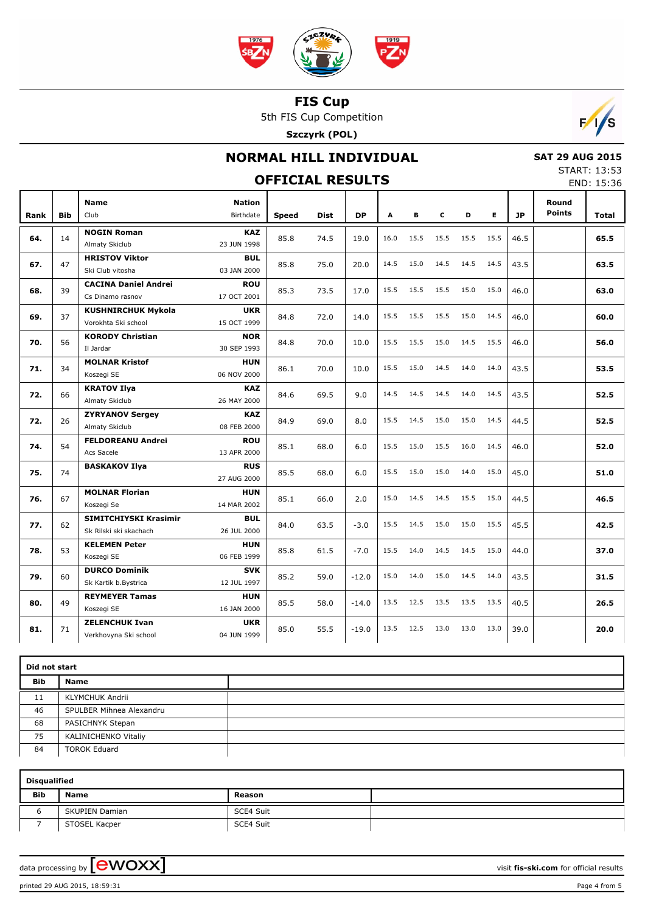# FIS Cup

5th FIS Cup Competition

**Szczyrk (POL)**

## NORMAL HILL INDIVIDUAL

## OFFICIAL RESULTS

**SAT 29 AUG 2015**
START: 13:53
END: 15:36

| Rank | Bib | Name / Club | Nation / Birthdate | Speed | Dist | DP | A | B | C | D | E | JP | Round Points | Total |
|---|---|---|---|---|---|---|---|---|---|---|---|---|---|---|
| 64. | 14 | **NOGIN Roman** Almaty Skiclub | **KAZ** 23 JUN 1998 | 85.8 | 74.5 | 19.0 | 16.0 | 15.5 | 15.5 | 15.5 | 15.5 | 46.5 | | **65.5** |
| 67. | 47 | **HRISTOV Viktor** Ski Club vitosha | **BUL** 03 JAN 2000 | 85.8 | 75.0 | 20.0 | 14.5 | 15.0 | 14.5 | 14.5 | 14.5 | 43.5 | | **63.5** |
| 68. | 39 | **CACINA Daniel Andrei** Cs Dinamo rasnov | **ROU** 17 OCT 2001 | 85.3 | 73.5 | 17.0 | 15.5 | 15.5 | 15.5 | 15.0 | 15.0 | 46.0 | | **63.0** |
| 69. | 37 | **KUSHNIRCHUK Mykola** Vorokhta Ski school | **UKR** 15 OCT 1999 | 84.8 | 72.0 | 14.0 | 15.5 | 15.5 | 15.5 | 15.0 | 14.5 | 46.0 | | **60.0** |
| 70. | 56 | **KORODY Christian** Il Jardar | **NOR** 30 SEP 1993 | 84.8 | 70.0 | 10.0 | 15.5 | 15.5 | 15.0 | 14.5 | 15.5 | 46.0 | | **56.0** |
| 71. | 34 | **MOLNAR Kristof** Koszegi SE | **HUN** 06 NOV 2000 | 86.1 | 70.0 | 10.0 | 15.5 | 15.0 | 14.5 | 14.0 | 14.0 | 43.5 | | **53.5** |
| 72. | 66 | **KRATOV Ilya** Almaty Skiclub | **KAZ** 26 MAY 2000 | 84.6 | 69.5 | 9.0 | 14.5 | 14.5 | 14.5 | 14.0 | 14.5 | 43.5 | | **52.5** |
| 72. | 26 | **ZYRYANOV Sergey** Almaty Skiclub | **KAZ** 08 FEB 2000 | 84.9 | 69.0 | 8.0 | 15.5 | 14.5 | 15.0 | 15.0 | 14.5 | 44.5 | | **52.5** |
| 74. | 54 | **FELDOREANU Andrei** Acs Sacele | **ROU** 13 APR 2000 | 85.1 | 68.0 | 6.0 | 15.5 | 15.0 | 15.5 | 16.0 | 14.5 | 46.0 | | **52.0** |
| 75. | 74 | **BASKAKOV Ilya** | **RUS** 27 AUG 2000 | 85.5 | 68.0 | 6.0 | 15.5 | 15.0 | 15.0 | 14.0 | 15.0 | 45.0 | | **51.0** |
| 76. | 67 | **MOLNAR Florian** Koszegi Se | **HUN** 14 MAR 2002 | 85.1 | 66.0 | 2.0 | 15.0 | 14.5 | 14.5 | 15.5 | 15.0 | 44.5 | | **46.5** |
| 77. | 62 | **SIMITCHIYSKI Krasimir** Sk Rilski ski skachach | **BUL** 26 JUL 2000 | 84.0 | 63.5 | -3.0 | 15.5 | 14.5 | 15.0 | 15.0 | 15.5 | 45.5 | | **42.5** |
| 78. | 53 | **KELEMEN Peter** Koszegi SE | **HUN** 06 FEB 1999 | 85.8 | 61.5 | -7.0 | 15.5 | 14.0 | 14.5 | 14.5 | 15.0 | 44.0 | | **37.0** |
| 79. | 60 | **DURCO Dominik** Sk Kartik b.Bystrica | **SVK** 12 JUL 1997 | 85.2 | 59.0 | -12.0 | 15.0 | 14.0 | 15.0 | 14.5 | 14.0 | 43.5 | | **31.5** |
| 80. | 49 | **REYMEYER Tamas** Koszegi SE | **HUN** 16 JAN 2000 | 85.5 | 58.0 | -14.0 | 13.5 | 12.5 | 13.5 | 13.5 | 13.5 | 40.5 | | **26.5** |
| 81. | 71 | **ZELENCHUK Ivan** Verkhovyna Ski school | **UKR** 04 JUN 1999 | 85.0 | 55.5 | -19.0 | 13.5 | 12.5 | 13.0 | 13.0 | 13.0 | 39.0 | | **20.0** |

**Did not start**

| Bib | Name |
|---|---|
| 11 | KLYMCHUK Andrii |
| 46 | SPULBER Mihnea Alexandru |
| 68 | PASICHNYK Stepan |
| 75 | KALINICHENKO Vitaliy |
| 84 | TOROK Eduard |

**Disqualified**

| Bib | Name | Reason |
|---|---|---|
| 6 | SKUPIEN Damian | SCE4 Suit |
| 7 | STOSEL Kacper | SCE4 Suit |

data processing by ewoxx — visit **fis-ski.com** for official results

printed 29 AUG 2015, 18:59:31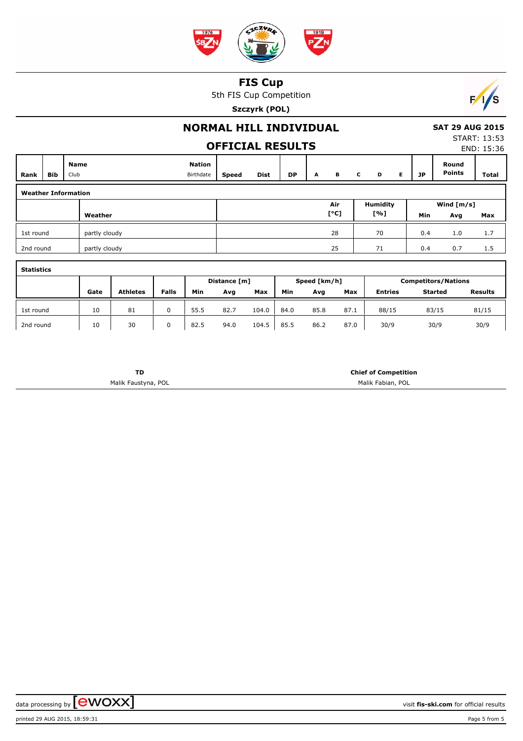# FIS Cup

5th FIS Cup Competition

**Szczyrk (POL)**

## NORMAL HILL INDIVIDUAL

**SAT 29 AUG 2015**

START: 13:53

END: 15:36

## OFFICIAL RESULTS

| Rank | Bib | Name / Club | Nation / Birthdate | Speed | Dist | DP | A | B | C | D | E | JP | Round Points | Total |
|---|---|---|---|---|---|---|---|---|---|---|---|---|---|---|

### Weather Information

| | Weather | Air [°C] | Humidity [%] | Wind [m/s] Min | Avg | Max |
|---|---|---|---|---|---|---|
| 1st round | partly cloudy | 28 | 70 | 0.4 | 1.0 | 1.7 |
| 2nd round | partly cloudy | 25 | 71 | 0.4 | 0.7 | 1.5 |

### Statistics

| | Gate | Athletes | Falls | Distance [m] | | | Speed [km/h] | | | Competitors/Nations | | |
|---|---|---|---|---|---|---|---|---|---|---|---|---|
| | | | | Min | Avg | Max | Min | Avg | Max | Entries | Started | Results |
| 1st round | 10 | 81 | 0 | 55.5 | 82.7 | 104.0 | 84.0 | 85.8 | 87.1 | 88/15 | 83/15 | 81/15 |
| 2nd round | 10 | 30 | 0 | 82.5 | 94.0 | 104.5 | 85.5 | 86.2 | 87.0 | 30/9 | 30/9 | 30/9 |

**TD**
Malik Faustyna, POL

**Chief of Competition**
Malik Fabian, POL

data processing by ewoxx

visit **fis-ski.com** for official results

printed 29 AUG 2015, 18:59:31